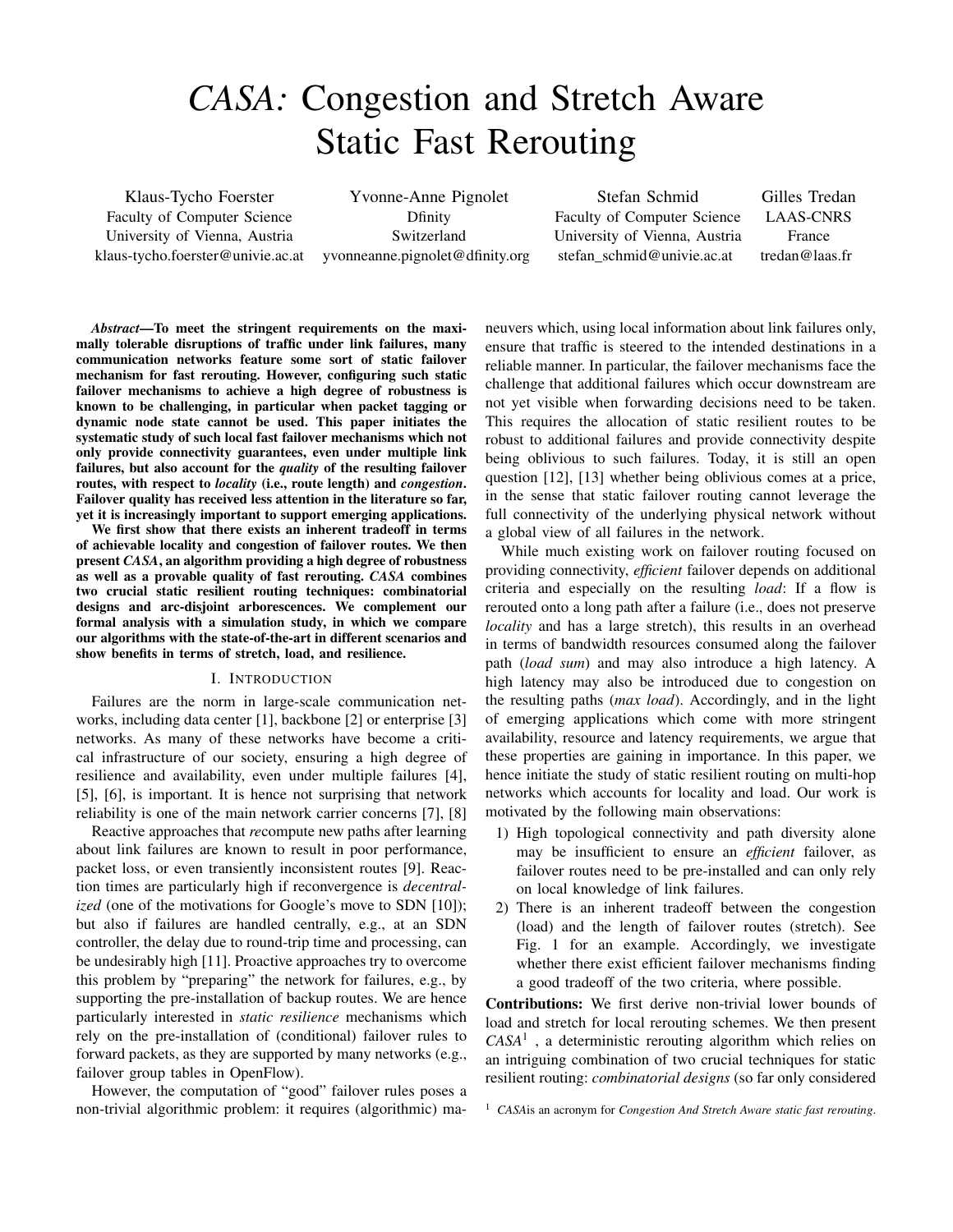# *CASA:* Congestion and Stretch Aware Static Fast Rerouting

Klaus-Tycho Foerster
Faculty of Computer Science
University of Vienna, Austria
klaus-tycho.foerster@univie.ac.at

Yvonne-Anne Pignolet
Dfinity
Switzerland
yvonneanne.pignolet@dfinity.org

Stefan Schmid
Faculty of Computer Science
University of Vienna, Austria
stefan_schmid@univie.ac.at

Gilles Tredan
LAAS-CNRS
France
tredan@laas.fr

***Abstract*—To meet the stringent requirements on the maximally tolerable disruptions of traffic under link failures, many communication networks feature some sort of static failover mechanism for fast rerouting. However, configuring such static failover mechanisms to achieve a high degree of robustness is known to be challenging, in particular when packet tagging or dynamic node state cannot be used. This paper initiates the systematic study of such local fast failover mechanisms which not only provide connectivity guarantees, even under multiple link failures, but also account for the *quality* of the resulting failover routes, with respect to *locality* (i.e., route length) and *congestion*. Failover quality has received less attention in the literature so far, yet it is increasingly important to support emerging applications.**

**We first show that there exists an inherent tradeoff in terms of achievable locality and congestion of failover routes. We then present *CASA*, an algorithm providing a high degree of robustness as well as a provable quality of fast rerouting. *CASA* combines two crucial static resilient routing techniques: combinatorial designs and arc-disjoint arborescences. We complement our formal analysis with a simulation study, in which we compare our algorithms with the state-of-the-art in different scenarios and show benefits in terms of stretch, load, and resilience.**

## I. Introduction

Failures are the norm in large-scale communication networks, including data center [1], backbone [2] or enterprise [3] networks. As many of these networks have become a critical infrastructure of our society, ensuring a high degree of resilience and availability, even under multiple failures [4], [5], [6], is important. It is hence not surprising that network reliability is one of the main network carrier concerns [7], [8]

Reactive approaches that *re*compute new paths after learning about link failures are known to result in poor performance, packet loss, or even transiently inconsistent routes [9]. Reaction times are particularly high if reconvergence is *decentralized* (one of the motivations for Google's move to SDN [10]); but also if failures are handled centrally, e.g., at an SDN controller, the delay due to round-trip time and processing, can be undesirably high [11]. Proactive approaches try to overcome this problem by "preparing" the network for failures, e.g., by supporting the pre-installation of backup routes. We are hence particularly interested in *static resilience* mechanisms which rely on the pre-installation of (conditional) failover rules to forward packets, as they are supported by many networks (e.g., failover group tables in OpenFlow).

However, the computation of "good" failover rules poses a non-trivial algorithmic problem: it requires (algorithmic) maneuvers which, using local information about link failures only, ensure that traffic is steered to the intended destinations in a reliable manner. In particular, the failover mechanisms face the challenge that additional failures which occur downstream are not yet visible when forwarding decisions need to be taken. This requires the allocation of static resilient routes to be robust to additional failures and provide connectivity despite being oblivious to such failures. Today, it is still an open question [12], [13] whether being oblivious comes at a price, in the sense that static failover routing cannot leverage the full connectivity of the underlying physical network without a global view of all failures in the network.

While much existing work on failover routing focused on providing connectivity, *efficient* failover depends on additional criteria and especially on the resulting *load*: If a flow is rerouted onto a long path after a failure (i.e., does not preserve *locality* and has a large stretch), this results in an overhead in terms of bandwidth resources consumed along the failover path (*load sum*) and may also introduce a high latency. A high latency may also be introduced due to congestion on the resulting paths (*max load*). Accordingly, and in the light of emerging applications which come with more stringent availability, resource and latency requirements, we argue that these properties are gaining in importance. In this paper, we hence initiate the study of static resilient routing on multi-hop networks which accounts for locality and load. Our work is motivated by the following main observations:

1) High topological connectivity and path diversity alone may be insufficient to ensure an *efficient* failover, as failover routes need to be pre-installed and can only rely on local knowledge of link failures.
2) There is an inherent tradeoff between the congestion (load) and the length of failover routes (stretch). See Fig. 1 for an example. Accordingly, we investigate whether there exist efficient failover mechanisms finding a good tradeoff of the two criteria, where possible.

**Contributions:** We first derive non-trivial lower bounds of load and stretch for local rerouting schemes. We then present *CASA*[1] , a deterministic rerouting algorithm which relies on an intriguing combination of two crucial techniques for static resilient routing: *combinatorial designs* (so far only considered

[1] *CASA*is an acronym for *Congestion And Stretch Aware static fast rerouting*.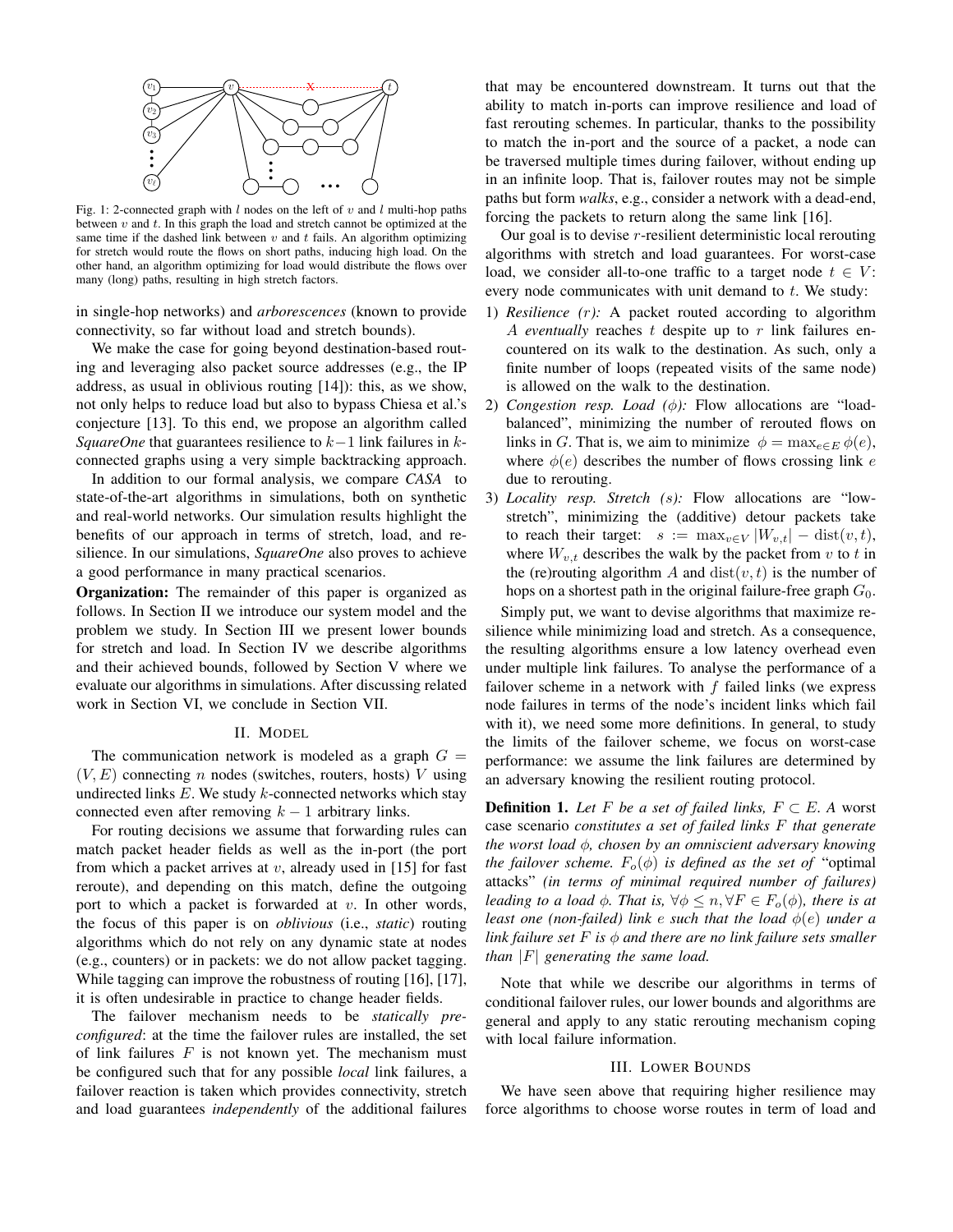Fig. 1: 2-connected graph with $l$ nodes on the left of $v$ and $l$ multi-hop paths between $v$ and $t$. In this graph the load and stretch cannot be optimized at the same time if the dashed link between $v$ and $t$ fails. An algorithm optimizing for stretch would route the flows on short paths, inducing high load. On the other hand, an algorithm optimizing for load would distribute the flows over many (long) paths, resulting in high stretch factors.

in single-hop networks) and *arborescences* (known to provide connectivity, so far without load and stretch bounds).

We make the case for going beyond destination-based routing and leveraging also packet source addresses (e.g., the IP address, as usual in oblivious routing [14]): this, as we show, not only helps to reduce load but also to bypass Chiesa et al.'s conjecture [13]. To this end, we propose an algorithm called *SquareOne* that guarantees resilience to $k-1$ link failures in $k$-connected graphs using a very simple backtracking approach.

In addition to our formal analysis, we compare *CASA* to state-of-the-art algorithms in simulations, both on synthetic and real-world networks. Our simulation results highlight the benefits of our approach in terms of stretch, load, and resilience. In our simulations, *SquareOne* also proves to achieve a good performance in many practical scenarios.

**Organization:** The remainder of this paper is organized as follows. In Section II we introduce our system model and the problem we study. In Section III we present lower bounds for stretch and load. In Section IV we describe algorithms and their achieved bounds, followed by Section V where we evaluate our algorithms in simulations. After discussing related work in Section VI, we conclude in Section VII.

## II. Model

The communication network is modeled as a graph $G = (V, E)$ connecting $n$ nodes (switches, routers, hosts) $V$ using undirected links $E$. We study $k$-connected networks which stay connected even after removing $k-1$ arbitrary links.

For routing decisions we assume that forwarding rules can match packet header fields as well as the in-port (the port from which a packet arrives at $v$, already used in [15] for fast reroute), and depending on this match, define the outgoing port to which a packet is forwarded at $v$. In other words, the focus of this paper is on *oblivious* (i.e., *static*) routing algorithms which do not rely on any dynamic state at nodes (e.g., counters) or in packets: we do not allow packet tagging. While tagging can improve the robustness of routing [16], [17], it is often undesirable in practice to change header fields.

The failover mechanism needs to be *statically pre-configured*: at the time the failover rules are installed, the set of link failures $F$ is not known yet. The mechanism must be configured such that for any possible *local* link failures, a failover reaction is taken which provides connectivity, stretch and load guarantees *independently* of the additional failures that may be encountered downstream. It turns out that the ability to match in-ports can improve resilience and load of fast rerouting schemes. In particular, thanks to the possibility to match the in-port and the source of a packet, a node can be traversed multiple times during failover, without ending up in an infinite loop. That is, failover routes may not be simple paths but form *walks*, e.g., consider a network with a dead-end, forcing the packets to return along the same link [16].

Our goal is to devise $r$-resilient deterministic local rerouting algorithms with stretch and load guarantees. For worst-case load, we consider all-to-one traffic to a target node $t \in V$: every node communicates with unit demand to $t$. We study:

1) *Resilience ($r$):* A packet routed according to algorithm $A$ *eventually* reaches $t$ despite up to $r$ link failures encountered on its walk to the destination. As such, only a finite number of loops (repeated visits of the same node) is allowed on the walk to the destination.
2) *Congestion resp. Load ($\phi$):* Flow allocations are "load-balanced", minimizing the number of rerouted flows on links in $G$. That is, we aim to minimize $\phi = \max_{e \in E} \phi(e)$, where $\phi(e)$ describes the number of flows crossing link $e$ due to rerouting.
3) *Locality resp. Stretch ($s$):* Flow allocations are "low-stretch", minimizing the (additive) detour packets take to reach their target: $s := \max_{v \in V} |W_{v,t}| - \mathrm{dist}(v, t)$, where $W_{v,t}$ describes the walk by the packet from $v$ to $t$ in the (re)routing algorithm $A$ and $\mathrm{dist}(v, t)$ is the number of hops on a shortest path in the original failure-free graph $G_0$.

Simply put, we want to devise algorithms that maximize resilience while minimizing load and stretch. As a consequence, the resulting algorithms ensure a low latency overhead even under multiple link failures. To analyse the performance of a failover scheme in a network with $f$ failed links (we express node failures in terms of the node's incident links which fail with it), we need some more definitions. In general, to study the limits of the failover scheme, we focus on worst-case performance: we assume the link failures are determined by an adversary knowing the resilient routing protocol.

**Definition 1.** *Let $F$ be a set of failed links, $F \subset E$. A* worst case scenario *constitutes a set of failed links $F$ that generate the worst load $\phi$, chosen by an omniscient adversary knowing the failover scheme. $F_o(\phi)$ is defined as the set of* "optimal attacks" *(in terms of minimal required number of failures) leading to a load $\phi$. That is, $\forall \phi \leq n, \forall F \in F_o(\phi)$, there is at least one (non-failed) link $e$ such that the load $\phi(e)$ under a link failure set $F$ is $\phi$ and there are no link failure sets smaller than $|F|$ generating the same load.*

Note that while we describe our algorithms in terms of conditional failover rules, our lower bounds and algorithms are general and apply to any static rerouting mechanism coping with local failure information.

## III. Lower Bounds

We have seen above that requiring higher resilience may force algorithms to choose worse routes in term of load and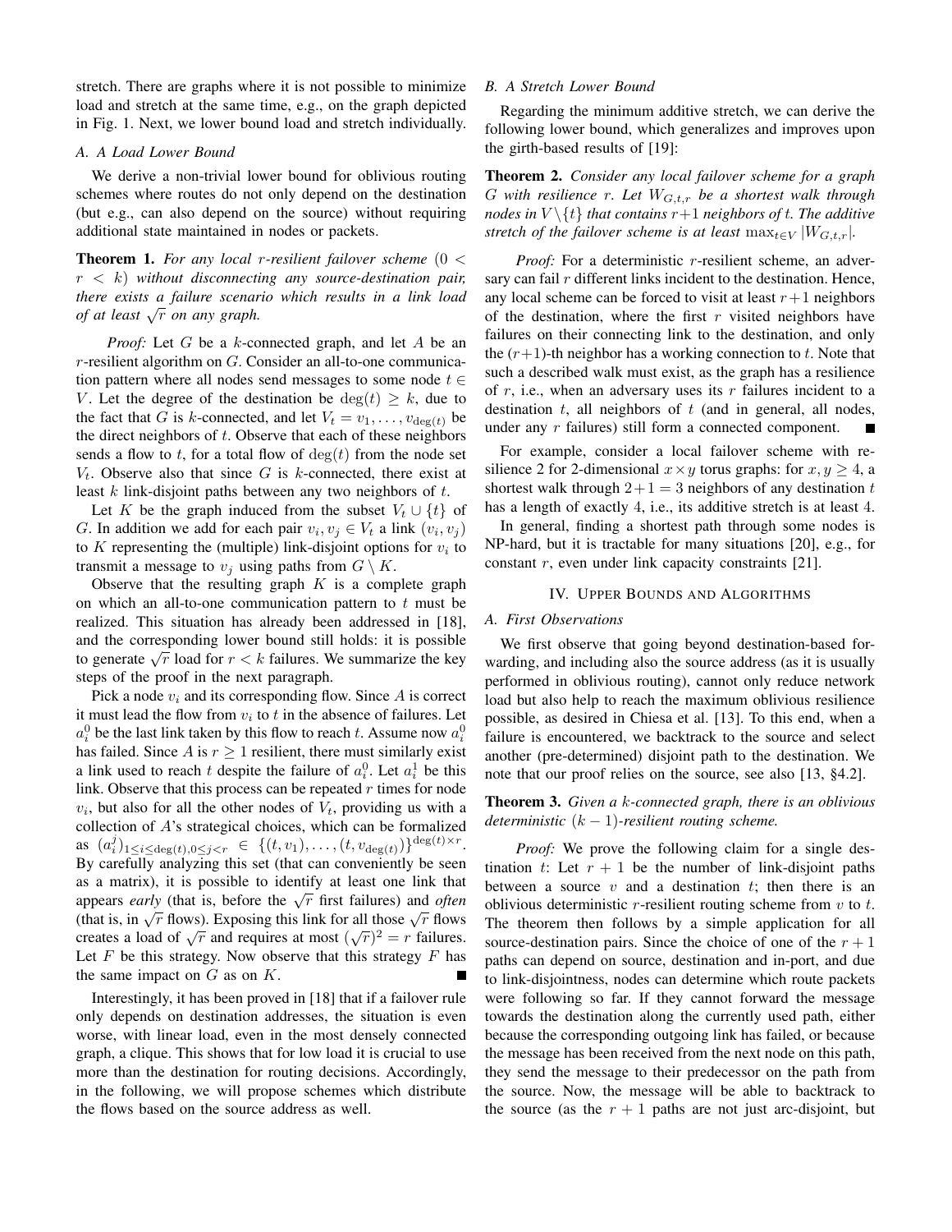stretch. There are graphs where it is not possible to minimize load and stretch at the same time, e.g., on the graph depicted in Fig. 1. Next, we lower bound load and stretch individually.

### A. A Load Lower Bound

We derive a non-trivial lower bound for oblivious routing schemes where routes do not only depend on the destination (but e.g., can also depend on the source) without requiring additional state maintained in nodes or packets.

**Theorem 1.** *For any local $r$-resilient failover scheme ($0 < r < k$) without disconnecting any source-destination pair, there exists a failure scenario which results in a link load of at least $\sqrt{r}$ on any graph.*

*Proof:* Let $G$ be a $k$-connected graph, and let $A$ be an $r$-resilient algorithm on $G$. Consider an all-to-one communication pattern where all nodes send messages to some node $t \in V$. Let the degree of the destination be $\deg(t) \geq k$, due to the fact that $G$ is $k$-connected, and let $V_t = v_1, \ldots, v_{\deg(t)}$ be the direct neighbors of $t$. Observe that each of these neighbors sends a flow to $t$, for a total flow of $\deg(t)$ from the node set $V_t$. Observe also that since $G$ is $k$-connected, there exist at least $k$ link-disjoint paths between any two neighbors of $t$.

Let $K$ be the graph induced from the subset $V_t \cup \{t\}$ of $G$. In addition we add for each pair $v_i, v_j \in V_t$ a link $(v_i, v_j)$ to $K$ representing the (multiple) link-disjoint options for $v_i$ to transmit a message to $v_j$ using paths from $G \setminus K$.

Observe that the resulting graph $K$ is a complete graph on which an all-to-one communication pattern to $t$ must be realized. This situation has already been addressed in [18], and the corresponding lower bound still holds: it is possible to generate $\sqrt{r}$ load for $r < k$ failures. We summarize the key steps of the proof in the next paragraph.

Pick a node $v_i$ and its corresponding flow. Since $A$ is correct it must lead the flow from $v_i$ to $t$ in the absence of failures. Let $a_i^0$ be the last link taken by this flow to reach $t$. Assume now $a_i^0$ has failed. Since $A$ is $r \geq 1$ resilient, there must similarly exist a link used to reach $t$ despite the failure of $a_i^0$. Let $a_i^1$ be this link. Observe that this process can be repeated $r$ times for node $v_i$, but also for all the other nodes of $V_t$, providing us with a collection of $A$'s strategical choices, which can be formalized as $(a_i^j)_{1 \leq i \leq \deg(t), 0 \leq j < r} \in \{(t, v_1), \ldots, (t, v_{\deg(t)})\}^{\deg(t) \times r}$. By carefully analyzing this set (that can conveniently be seen as a matrix), it is possible to identify at least one link that appears *early* (that is, before the $\sqrt{r}$ first failures) and *often* (that is, in $\sqrt{r}$ flows). Exposing this link for all those $\sqrt{r}$ flows creates a load of $\sqrt{r}$ and requires at most $(\sqrt{r})^2 = r$ failures. Let $F$ be this strategy. Now observe that this strategy $F$ has the same impact on $G$ as on $K$. ∎

Interestingly, it has been proved in [18] that if a failover rule only depends on destination addresses, the situation is even worse, with linear load, even in the most densely connected graph, a clique. This shows that for low load it is crucial to use more than the destination for routing decisions. Accordingly, in the following, we will propose schemes which distribute the flows based on the source address as well.

### B. A Stretch Lower Bound

Regarding the minimum additive stretch, we can derive the following lower bound, which generalizes and improves upon the girth-based results of [19]:

**Theorem 2.** *Consider any local failover scheme for a graph $G$ with resilience $r$. Let $W_{G,t,r}$ be a shortest walk through nodes in $V \setminus \{t\}$ that contains $r+1$ neighbors of $t$. The additive stretch of the failover scheme is at least $\max_{t \in V} |W_{G,t,r}|$.*

*Proof:* For a deterministic $r$-resilient scheme, an adversary can fail $r$ different links incident to the destination. Hence, any local scheme can be forced to visit at least $r+1$ neighbors of the destination, where the first $r$ visited neighbors have failures on their connecting link to the destination, and only the $(r+1)$-th neighbor has a working connection to $t$. Note that such a described walk must exist, as the graph has a resilience of $r$, i.e., when an adversary uses its $r$ failures incident to a destination $t$, all neighbors of $t$ (and in general, all nodes, under any $r$ failures) still form a connected component. ∎

For example, consider a local failover scheme with resilience 2 for 2-dimensional $x \times y$ torus graphs: for $x, y \geq 4$, a shortest walk through $2+1 = 3$ neighbors of any destination $t$ has a length of exactly 4, i.e., its additive stretch is at least 4.

In general, finding a shortest path through some nodes is NP-hard, but it is tractable for many situations [20], e.g., for constant $r$, even under link capacity constraints [21].

## IV. Upper Bounds and Algorithms

### A. First Observations

We first observe that going beyond destination-based forwarding, and including also the source address (as it is usually performed in oblivious routing), cannot only reduce network load but also help to reach the maximum oblivious resilience possible, as desired in Chiesa et al. [13]. To this end, when a failure is encountered, we backtrack to the source and select another (pre-determined) disjoint path to the destination. We note that our proof relies on the source, see also [13, §4.2].

**Theorem 3.** *Given a $k$-connected graph, there is an oblivious deterministic $(k-1)$-resilient routing scheme.*

*Proof:* We prove the following claim for a single destination $t$: Let $r+1$ be the number of link-disjoint paths between a source $v$ and a destination $t$; then there is an oblivious deterministic $r$-resilient routing scheme from $v$ to $t$. The theorem then follows by a simple application for all source-destination pairs. Since the choice of one of the $r+1$ paths can depend on source, destination and in-port, and due to link-disjointness, nodes can determine which route packets were following so far. If they cannot forward the message towards the destination along the currently used path, either because the corresponding outgoing link has failed, or because the message has been received from the next node on this path, they send the message to their predecessor on the path from the source. Now, the message will be able to backtrack to the source (as the $r+1$ paths are not just arc-disjoint, but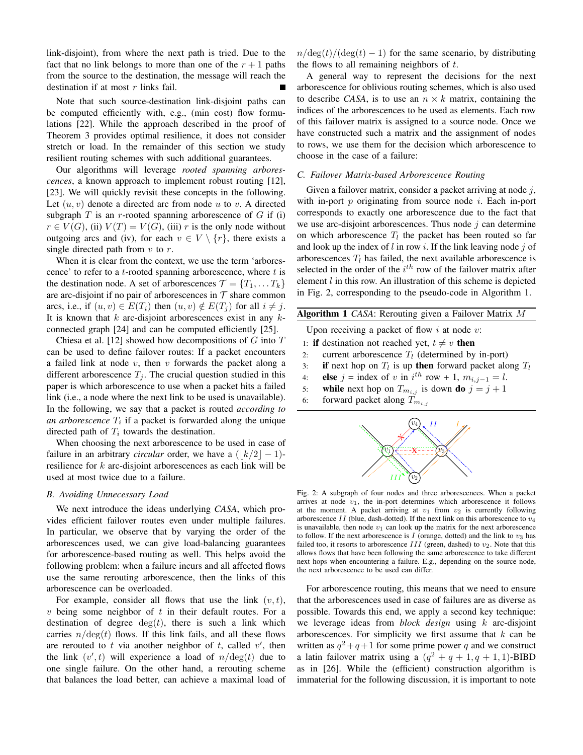link-disjoint), from where the next path is tried. Due to the fact that no link belongs to more than one of the $r+1$ paths from the source to the destination, the message will reach the destination if at most $r$ links fail. ■

Note that such source-destination link-disjoint paths can be computed efficiently with, e.g., (min cost) flow formulations [22]. While the approach described in the proof of Theorem 3 provides optimal resilience, it does not consider stretch or load. In the remainder of this section we study resilient routing schemes with such additional guarantees.

Our algorithms will leverage *rooted spanning arborescences*, a known approach to implement robust routing [12], [23]. We will quickly revisit these concepts in the following. Let $(u, v)$ denote a directed arc from node $u$ to $v$. A directed subgraph $T$ is an $r$-rooted spanning arborescence of $G$ if (i) $r \in V(G)$, (ii) $V(T) = V(G)$, (iii) $r$ is the only node without outgoing arcs and (iv), for each $v \in V \setminus \{r\}$, there exists a single directed path from $v$ to $r$.

When it is clear from the context, we use the term 'arborescence' to refer to a $t$-rooted spanning arborescence, where $t$ is the destination node. A set of arborescences $\mathcal{T} = \{T_1, \ldots T_k\}$ are arc-disjoint if no pair of arborescences in $\mathcal{T}$ share common arcs, i.e., if $(u, v) \in E(T_i)$ then $(u, v) \notin E(T_j)$ for all $i \neq j$. It is known that $k$ arc-disjoint arborescences exist in any $k$-connected graph [24] and can be computed efficiently [25].

Chiesa et al. [12] showed how decompositions of $G$ into $T$ can be used to define failover routes: If a packet encounters a failed link at node $v$, then $v$ forwards the packet along a different arborescence $T_j$. The crucial question studied in this paper is which arborescence to use when a packet hits a failed link (i.e., a node where the next link to be used is unavailable). In the following, we say that a packet is routed *according to an arborescence* $T_i$ if a packet is forwarded along the unique directed path of $T_i$ towards the destination.

When choosing the next arborescence to be used in case of failure in an arbitrary *circular* order, we have a $(\lfloor k/2 \rfloor - 1)$-resilience for $k$ arc-disjoint arborescences as each link will be used at most twice due to a failure.

### B. Avoiding Unnecessary Load

We next introduce the ideas underlying *CASA*, which provides efficient failover routes even under multiple failures. In particular, we observe that by varying the order of the arborescences used, we can give load-balancing guarantees for arborescence-based routing as well. This helps avoid the following problem: when a failure incurs and all affected flows use the same rerouting arborescence, then the links of this arborescence can be overloaded.

For example, consider all flows that use the link $(v, t)$, $v$ being some neighbor of $t$ in their default routes. For a destination of degree $\deg(t)$, there is such a link which carries $n/\deg(t)$ flows. If this link fails, and all these flows are rerouted to $t$ via another neighbor of $t$, called $v'$, then the link $(v', t)$ will experience a load of $n/\deg(t)$ due to one single failure. On the other hand, a rerouting scheme that balances the load better, can achieve a maximal load of $n/\deg(t)/(\deg(t) - 1)$ for the same scenario, by distributing the flows to all remaining neighbors of $t$.

A general way to represent the decisions for the next arborescence for oblivious routing schemes, which is also used to describe *CASA*, is to use an $n \times k$ matrix, containing the indices of the arborescences to be used as elements. Each row of this failover matrix is assigned to a source node. Once we have constructed such a matrix and the assignment of nodes to rows, we use them for the decision which arborescence to choose in the case of a failure:

### C. Failover Matrix-based Arborescence Routing

Given a failover matrix, consider a packet arriving at node $j$, with in-port $p$ originating from source node $i$. Each in-port corresponds to exactly one arborescence due to the fact that we use arc-disjoint arborescences. Thus node $j$ can determine on which arborescence $T_l$ the packet has been routed so far and look up the index of $l$ in row $i$. If the link leaving node $j$ of arborescences $T_l$ has failed, the next available arborescence is selected in the order of the $i^{th}$ row of the failover matrix after element $l$ in this row. An illustration of this scheme is depicted in Fig. 2, corresponding to the pseudo-code in Algorithm 1.

**Algorithm 1** *CASA*: Rerouting given a Failover Matrix $M$

Upon receiving a packet of flow $i$ at node $v$:
1: **if** destination not reached yet, $t \neq v$ **then**
2: current arborescence $T_l$ (determined by in-port)
3: **if** next hop on $T_l$ is up **then** forward packet along $T_l$
4: **else** $j$ = index of $v$ in $i^{th}$ row + 1, $m_{i,j-1} = l$.
5: **while** next hop on $T_{m_{i,j}}$ is down **do** $j = j + 1$
6: forward packet along $T_{m_{i,j}}$

Fig. 2: A subgraph of four nodes and three arborescences. When a packet arrives at node $v_1$, the in-port determines which arborescence it follows at the moment. A packet arriving at $v_1$ from $v_2$ is currently following arborescence $II$ (blue, dash-dotted). If the next link on this arborescence to $v_4$ is unavailable, then node $v_1$ can look up the matrix for the next arborescence to follow. If the next arborescence is $I$ (orange, dotted) and the link to $v_3$ has failed too, it resorts to arborescence $III$ (green, dashed) to $v_2$. Note that this allows flows that have been following the same arborescence to take different next hops when encountering a failure. E.g., depending on the source node, the next arborescence to be used can differ.

For arborescence routing, this means that we need to ensure that the arborescences used in case of failures are as diverse as possible. Towards this end, we apply a second key technique: we leverage ideas from *block design* using $k$ arc-disjoint arborescences. For simplicity we first assume that $k$ can be written as $q^2+q+1$ for some prime power $q$ and we construct a latin failover matrix using a $(q^2 + q + 1, q + 1, 1)$-BIBD as in [26]. While the (efficient) construction algorithm is immaterial for the following discussion, it is important to note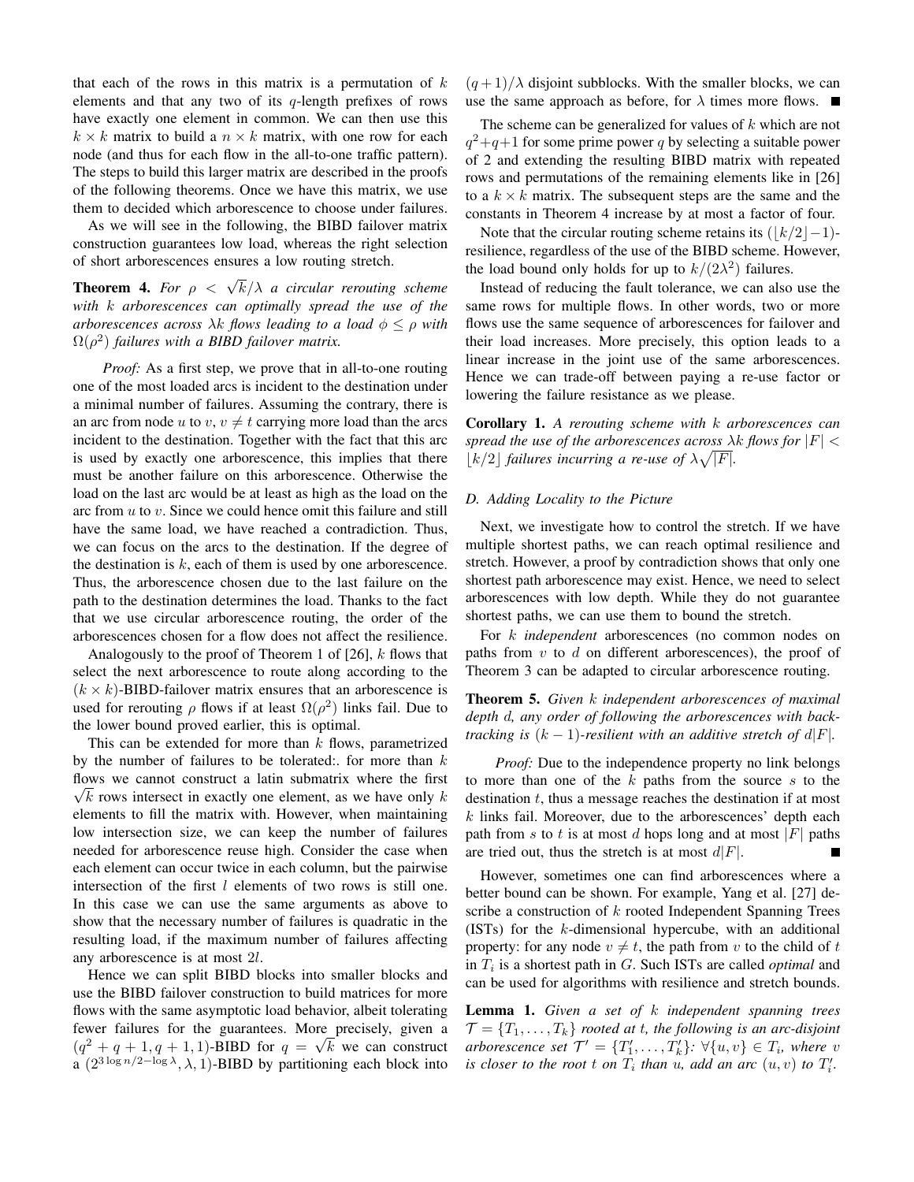that each of the rows in this matrix is a permutation of $k$ elements and that any two of its $q$-length prefixes of rows have exactly one element in common. We can then use this $k \times k$ matrix to build a $n \times k$ matrix, with one row for each node (and thus for each flow in the all-to-one traffic pattern). The steps to build this larger matrix are described in the proofs of the following theorems. Once we have this matrix, we use them to decided which arborescence to choose under failures.

As we will see in the following, the BIBD failover matrix construction guarantees low load, whereas the right selection of short arborescences ensures a low routing stretch.

**Theorem 4.** *For $\rho < \sqrt{k}/\lambda$ a circular rerouting scheme with $k$ arborescences can optimally spread the use of the arborescences across $\lambda k$ flows leading to a load $\phi \leq \rho$ with $\Omega(\rho^2)$ failures with a BIBD failover matrix.*

*Proof:* As a first step, we prove that in all-to-one routing one of the most loaded arcs is incident to the destination under a minimal number of failures. Assuming the contrary, there is an arc from node $u$ to $v$, $v \neq t$ carrying more load than the arcs incident to the destination. Together with the fact that this arc is used by exactly one arborescence, this implies that there must be another failure on this arborescence. Otherwise the load on the last arc would be at least as high as the load on the arc from $u$ to $v$. Since we could hence omit this failure and still have the same load, we have reached a contradiction. Thus, we can focus on the arcs to the destination. If the degree of the destination is $k$, each of them is used by one arborescence. Thus, the arborescence chosen due to the last failure on the path to the destination determines the load. Thanks to the fact that we use circular arborescence routing, the order of the arborescences chosen for a flow does not affect the resilience.

Analogously to the proof of Theorem 1 of [26], $k$ flows that select the next arborescence to route along according to the $(k \times k)$-BIBD-failover matrix ensures that an arborescence is used for rerouting $\rho$ flows if at least $\Omega(\rho^2)$ links fail. Due to the lower bound proved earlier, this is optimal.

This can be extended for more than $k$ flows, parametrized by the number of failures to be tolerated:. for more than $k$ flows we cannot construct a latin submatrix where the first $\sqrt{k}$ rows intersect in exactly one element, as we have only $k$ elements to fill the matrix with. However, when maintaining low intersection size, we can keep the number of failures needed for arborescence reuse high. Consider the case when each element can occur twice in each column, but the pairwise intersection of the first $l$ elements of two rows is still one. In this case we can use the same arguments as above to show that the necessary number of failures is quadratic in the resulting load, if the maximum number of failures affecting any arborescence is at most $2l$.

Hence we can split BIBD blocks into smaller blocks and use the BIBD failover construction to build matrices for more flows with the same asymptotic load behavior, albeit tolerating fewer failures for the guarantees. More precisely, given a $(q^2+q+1, q+1, 1)$-BIBD for $q = \sqrt{k}$ we can construct a $(2^{3\log n/2 - \log \lambda}, \lambda, 1)$-BIBD by partitioning each block into $(q+1)/\lambda$ disjoint subblocks. With the smaller blocks, we can use the same approach as before, for $\lambda$ times more flows. ■

The scheme can be generalized for values of $k$ which are not $q^2+q+1$ for some prime power $q$ by selecting a suitable power of 2 and extending the resulting BIBD matrix with repeated rows and permutations of the remaining elements like in [26] to a $k \times k$ matrix. The subsequent steps are the same and the constants in Theorem 4 increase by at most a factor of four.

Note that the circular routing scheme retains its $(\lfloor k/2 \rfloor - 1)$-resilience, regardless of the use of the BIBD scheme. However, the load bound only holds for up to $k/(2\lambda^2)$ failures.

Instead of reducing the fault tolerance, we can also use the same rows for multiple flows. In other words, two or more flows use the same sequence of arborescences for failover and their load increases. More precisely, this option leads to a linear increase in the joint use of the same arborescences. Hence we can trade-off between paying a re-use factor or lowering the failure resistance as we please.

**Corollary 1.** *A rerouting scheme with $k$ arborescences can spread the use of the arborescences across $\lambda k$ flows for $|F| < \lfloor k/2 \rfloor$ failures incurring a re-use of $\lambda\sqrt{|F|}$.*

### D. Adding Locality to the Picture

Next, we investigate how to control the stretch. If we have multiple shortest paths, we can reach optimal resilience and stretch. However, a proof by contradiction shows that only one shortest path arborescence may exist. Hence, we need to select arborescences with low depth. While they do not guarantee shortest paths, we can use them to bound the stretch.

For $k$ *independent* arborescences (no common nodes on paths from $v$ to $d$ on different arborescences), the proof of Theorem 3 can be adapted to circular arborescence routing.

**Theorem 5.** *Given $k$ independent arborescences of maximal depth $d$, any order of following the arborescences with back-tracking is $(k-1)$-resilient with an additive stretch of $d|F|$.*

*Proof:* Due to the independence property no link belongs to more than one of the $k$ paths from the source $s$ to the destination $t$, thus a message reaches the destination if at most $k$ links fail. Moreover, due to the arborescences' depth each path from $s$ to $t$ is at most $d$ hops long and at most $|F|$ paths are tried out, thus the stretch is at most $d|F|$. ■

However, sometimes one can find arborescences where a better bound can be shown. For example, Yang et al. [27] describe a construction of $k$ rooted Independent Spanning Trees (ISTs) for the $k$-dimensional hypercube, with an additional property: for any node $v \neq t$, the path from $v$ to the child of $t$ in $T_i$ is a shortest path in $G$. Such ISTs are called *optimal* and can be used for algorithms with resilience and stretch bounds.

**Lemma 1.** *Given a set of $k$ independent spanning trees $\mathcal{T} = \{T_1, \ldots, T_k\}$ rooted at $t$, the following is an arc-disjoint arborescence set $\mathcal{T}' = \{T'_1, \ldots, T'_k\}$: $\forall \{u, v\} \in T_i$, where $v$ is closer to the root $t$ on $T_i$ than $u$, add an arc $(u, v)$ to $T'_i$.*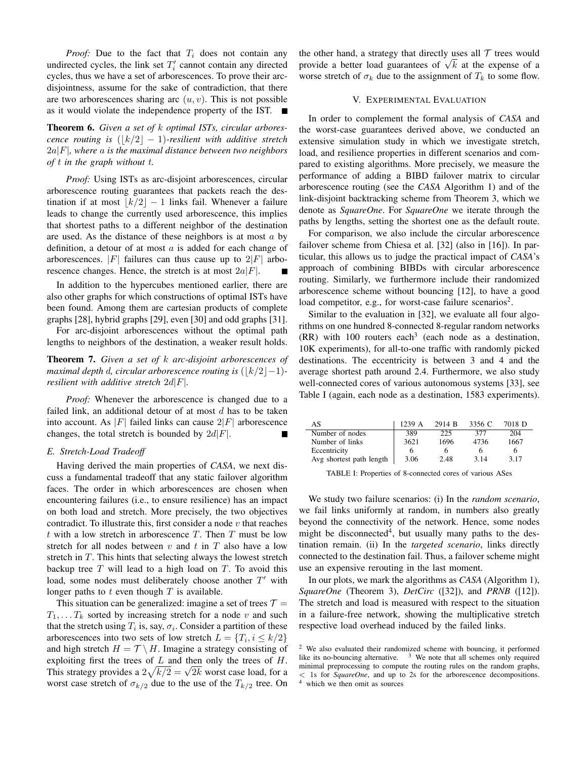*Proof:* Due to the fact that $T_i$ does not contain any undirected cycles, the link set $T_i'$ cannot contain any directed cycles, thus we have a set of arborescences. To prove their arc-disjointness, assume for the sake of contradiction, that there are two arborescences sharing arc $(u, v)$. This is not possible as it would violate the independence property of the IST. ∎

**Theorem 6.** *Given a set of $k$ optimal ISTs, circular arborescence routing is $(\lfloor k/2 \rfloor - 1)$-resilient with additive stretch $2a|F|$, where $a$ is the maximal distance between two neighbors of $t$ in the graph without $t$.*

*Proof:* Using ISTs as arc-disjoint arborescences, circular arborescence routing guarantees that packets reach the destination if at most $\lfloor k/2 \rfloor - 1$ links fail. Whenever a failure leads to change the currently used arborescence, this implies that shortest paths to a different neighbor of the destination are used. As the distance of these neighbors is at most $a$ by definition, a detour of at most $a$ is added for each change of arborescences. $|F|$ failures can thus cause up to $2|F|$ arborescence changes. Hence, the stretch is at most $2a|F|$. ∎

In addition to the hypercubes mentioned earlier, there are also other graphs for which constructions of optimal ISTs have been found. Among them are cartesian products of complete graphs [28], hybrid graphs [29], even [30] and odd graphs [31].

For arc-disjoint arborescences without the optimal path lengths to neighbors of the destination, a weaker result holds.

**Theorem 7.** *Given a set of $k$ arc-disjoint arborescences of maximal depth $d$, circular arborescence routing is $(\lfloor k/2 \rfloor - 1)$-resilient with additive stretch $2d|F|$.*

*Proof:* Whenever the arborescence is changed due to a failed link, an additional detour of at most $d$ has to be taken into account. As $|F|$ failed links can cause $2|F|$ arborescence changes, the total stretch is bounded by $2d|F|$. ∎

### *E. Stretch-Load Tradeoff*

Having derived the main properties of *CASA*, we next discuss a fundamental tradeoff that any static failover algorithm faces. The order in which arborescences are chosen when encountering failures (i.e., to ensure resilience) has an impact on both load and stretch. More precisely, the two objectives contradict. To illustrate this, first consider a node $v$ that reaches $t$ with a low stretch in arborescence $T$. Then $T$ must be low stretch for all nodes between $v$ and $t$ in $T$ also have a low stretch in $T$. This hints that selecting always the lowest stretch backup tree $T$ will lead to a high load on $T$. To avoid this load, some nodes must deliberately choose another $T'$ with longer paths to $t$ even though $T$ is available.

This situation can be generalized: imagine a set of trees $\mathcal{T} = T_1, \ldots T_k$ sorted by increasing stretch for a node $v$ and such that the stretch using $T_i$ is, say, $\sigma_i$. Consider a partition of these arborescences into two sets of low stretch $L = \{T_i, i \leq k/2\}$ and high stretch $H = \mathcal{T} \setminus H$. Imagine a strategy consisting of exploiting first the trees of $L$ and then only the trees of $H$. This strategy provides a $2\sqrt{k/2} = \sqrt{2k}$ worst case load, for a worst case stretch of $\sigma_{k/2}$ due to the use of the $T_{k/2}$ tree. On the other hand, a strategy that directly uses all $\mathcal{T}$ trees would provide a better load guarantees of $\sqrt{k}$ at the expense of a worse stretch of $\sigma_k$ due to the assignment of $T_k$ to some flow.

## V. Experimental Evaluation

In order to complement the formal analysis of *CASA* and the worst-case guarantees derived above, we conducted an extensive simulation study in which we investigate stretch, load, and resilience properties in different scenarios and compared to existing algorithms. More precisely, we measure the performance of adding a BIBD failover matrix to circular arborescence routing (see the *CASA* Algorithm 1) and of the link-disjoint backtracking scheme from Theorem 3, which we denote as *SquareOne*. For *SquareOne* we iterate through the paths by lengths, setting the shortest one as the default route.

For comparison, we also include the circular arborescence failover scheme from Chiesa et al. [32] (also in [16]). In particular, this allows us to judge the practical impact of *CASA*'s approach of combining BIBDs with circular arborescence routing. Similarly, we furthermore include their randomized arborescence scheme without bouncing [12], to have a good load competitor, e.g., for worst-case failure scenarios[2].

Similar to the evaluation in [32], we evaluate all four algorithms on one hundred 8-connected 8-regular random networks (RR) with 100 routers each[3] (each node as a destination, 10K experiments), for all-to-one traffic with randomly picked destinations. The eccentricity is between 3 and 4 and the average shortest path around 2.4. Furthermore, we also study well-connected cores of various autonomous systems [33], see Table I (again, each node as a destination, 1583 experiments).

| AS | 1239 A | 2914 B | 3356 C | 7018 D |
|---|---|---|---|---|
| Number of nodes | 389 | 225 | 377 | 204 |
| Number of links | 3621 | 1696 | 4736 | 1667 |
| Eccentricity | 6 | 6 | 6 | 6 |
| Avg shortest path length | 3.06 | 2.48 | 3.14 | 3.17 |

TABLE I: Properties of 8-connected cores of various ASes

We study two failure scenarios: (i) In the *random scenario*, we fail links uniformly at random, in numbers also greatly beyond the connectivity of the network. Hence, some nodes might be disconnected[4], but usually many paths to the destination remain. (ii) In the *targeted scenario*, links directly connected to the destination fail. Thus, a failover scheme might use an expensive rerouting in the last moment.

In our plots, we mark the algorithms as *CASA* (Algorithm 1), *SquareOne* (Theorem 3), *DetCirc* ([32]), and *PRNB* ([12]). The stretch and load is measured with respect to the situation in a failure-free network, showing the multiplicative stretch respective load overhead induced by the failed links.

[2] We also evaluated their randomized scheme with bouncing, it performed like its no-bouncing alternative. [3] We note that all schemes only required minimal preprocessing to compute the routing rules on the random graphs, < 1s for *SquareOne*, and up to 2s for the arborescence decompositions. [4] which we then omit as sources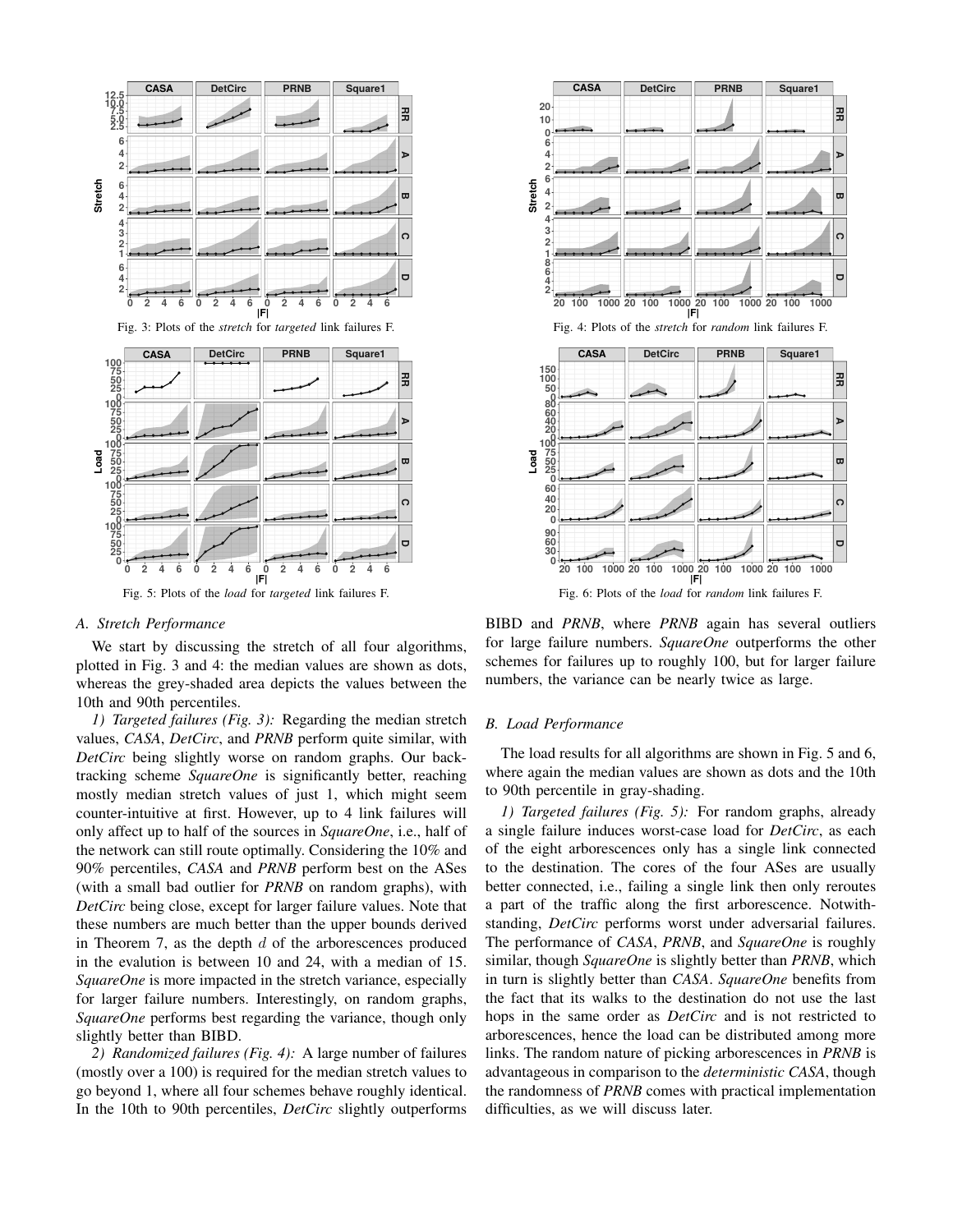Fig. 3: Plots of the *stretch* for *targeted* link failures F.

Fig. 4: Plots of the *stretch* for *random* link failures F.

Fig. 5: Plots of the *load* for *targeted* link failures F.

Fig. 6: Plots of the *load* for *random* link failures F.

### A. Stretch Performance

We start by discussing the stretch of all four algorithms, plotted in Fig. 3 and 4: the median values are shown as dots, whereas the grey-shaded area depicts the values between the 10th and 90th percentiles.

*1) Targeted failures (Fig. 3):* Regarding the median stretch values, *CASA*, *DetCirc*, and *PRNB* perform quite similar, with *DetCirc* being slightly worse on random graphs. Our backtracking scheme *SquareOne* is significantly better, reaching mostly median stretch values of just 1, which might seem counter-intuitive at first. However, up to 4 link failures will only affect up to half of the sources in *SquareOne*, i.e., half of the network can still route optimally. Considering the 10% and 90% percentiles, *CASA* and *PRNB* perform best on the ASes (with a small bad outlier for *PRNB* on random graphs), with *DetCirc* being close, except for larger failure values. Note that these numbers are much better than the upper bounds derived in Theorem 7, as the depth $d$ of the arborescences produced in the evalution is between 10 and 24, with a median of 15. *SquareOne* is more impacted in the stretch variance, especially for larger failure numbers. Interestingly, on random graphs, *SquareOne* performs best regarding the variance, though only slightly better than BIBD.

*2) Randomized failures (Fig. 4):* A large number of failures (mostly over a 100) is required for the median stretch values to go beyond 1, where all four schemes behave roughly identical. In the 10th to 90th percentiles, *DetCirc* slightly outperforms BIBD and *PRNB*, where *PRNB* again has several outliers for large failure numbers. *SquareOne* outperforms the other schemes for failures up to roughly 100, but for larger failure numbers, the variance can be nearly twice as large.

### B. Load Performance

The load results for all algorithms are shown in Fig. 5 and 6, where again the median values are shown as dots and the 10th to 90th percentile in gray-shading.

*1) Targeted failures (Fig. 5):* For random graphs, already a single failure induces worst-case load for *DetCirc*, as each of the eight arborescences only has a single link connected to the destination. The cores of the four ASes are usually better connected, i.e., failing a single link then only reroutes a part of the traffic along the first arborescence. Notwithstanding, *DetCirc* performs worst under adversarial failures. The performance of *CASA*, *PRNB*, and *SquareOne* is roughly similar, though *SquareOne* is slightly better than *PRNB*, which in turn is slightly better than *CASA*. *SquareOne* benefits from the fact that its walks to the destination do not use the last hops in the same order as *DetCirc* and is not restricted to arborescences, hence the load can be distributed among more links. The random nature of picking arborescences in *PRNB* is advantageous in comparison to the *deterministic CASA*, though the randomness of *PRNB* comes with practical implementation difficulties, as we will discuss later.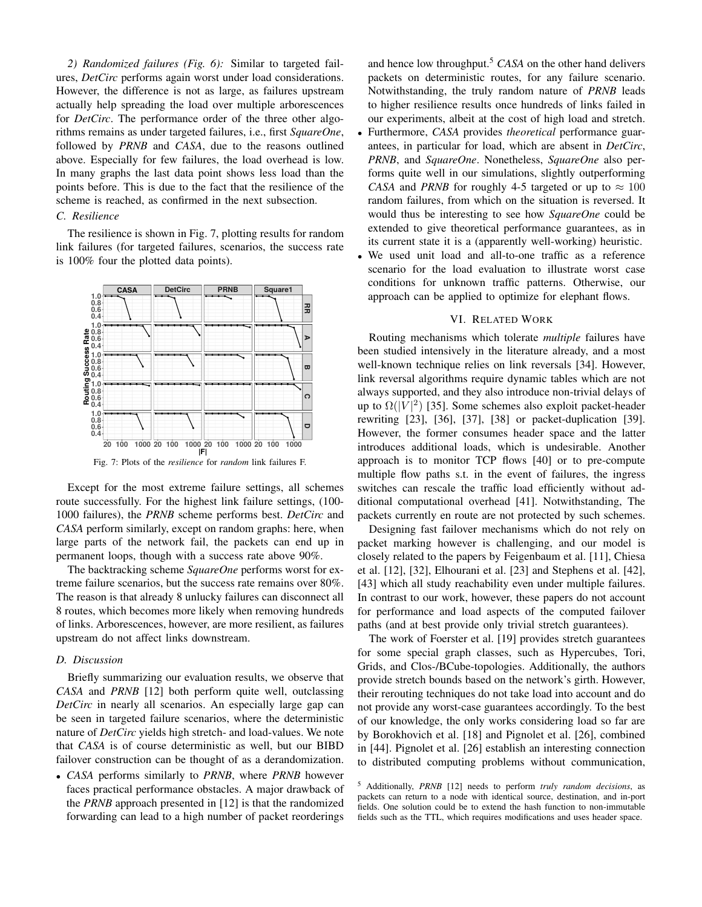*2) Randomized failures (Fig. 6):* Similar to targeted failures, *DetCirc* performs again worst under load considerations. However, the difference is not as large, as failures upstream actually help spreading the load over multiple arborescences for *DetCirc*. The performance order of the three other algorithms remains as under targeted failures, i.e., first *SquareOne*, followed by *PRNB* and *CASA*, due to the reasons outlined above. Especially for few failures, the load overhead is low. In many graphs the last data point shows less load than the points before. This is due to the fact that the resilience of the scheme is reached, as confirmed in the next subsection.

### C. Resilience

The resilience is shown in Fig. 7, plotting results for random link failures (for targeted failures, scenarios, the success rate is 100% four the plotted data points).

Fig. 7: Plots of the *resilience* for *random* link failures F.

Except for the most extreme failure settings, all schemes route successfully. For the highest link failure settings, (100-1000 failures), the *PRNB* scheme performs best. *DetCirc* and *CASA* perform similarly, except on random graphs: here, when large parts of the network fail, the packets can end up in permanent loops, though with a success rate above 90%.

The backtracking scheme *SquareOne* performs worst for extreme failure scenarios, but the success rate remains over 80%. The reason is that already 8 unlucky failures can disconnect all 8 routes, which becomes more likely when removing hundreds of links. Arborescences, however, are more resilient, as failures upstream do not affect links downstream.

### D. Discussion

Briefly summarizing our evaluation results, we observe that *CASA* and *PRNB* [12] both perform quite well, outclassing *DetCirc* in nearly all scenarios. An especially large gap can be seen in targeted failure scenarios, where the deterministic nature of *DetCirc* yields high stretch- and load-values. We note that *CASA* is of course deterministic as well, but our BIBD failover construction can be thought of as a derandomization.

- *CASA* performs similarly to *PRNB*, where *PRNB* however faces practical performance obstacles. A major drawback of the *PRNB* approach presented in [12] is that the randomized forwarding can lead to a high number of packet reorderings and hence low throughput.[5] *CASA* on the other hand delivers packets on deterministic routes, for any failure scenario. Notwithstanding, the truly random nature of *PRNB* leads to higher resilience results once hundreds of links failed in our experiments, albeit at the cost of high load and stretch.
- Furthermore, *CASA* provides *theoretical* performance guarantees, in particular for load, which are absent in *DetCirc*, *PRNB*, and *SquareOne*. Nonetheless, *SquareOne* also performs quite well in our simulations, slightly outperforming *CASA* and *PRNB* for roughly 4-5 targeted or up to $\approx 100$ random failures, from which on the situation is reversed. It would thus be interesting to see how *SquareOne* could be extended to give theoretical performance guarantees, as in its current state it is a (apparently well-working) heuristic.
- We used unit load and all-to-one traffic as a reference scenario for the load evaluation to illustrate worst case conditions for unknown traffic patterns. Otherwise, our approach can be applied to optimize for elephant flows.

## VI. Related Work

Routing mechanisms which tolerate *multiple* failures have been studied intensively in the literature already, and a most well-known technique relies on link reversals [34]. However, link reversal algorithms require dynamic tables which are not always supported, and they also introduce non-trivial delays of up to $\Omega(|V|^2)$ [35]. Some schemes also exploit packet-header rewriting [23], [36], [37], [38] or packet-duplication [39]. However, the former consumes header space and the latter introduces additional loads, which is undesirable. Another approach is to monitor TCP flows [40] or to pre-compute multiple flow paths s.t. in the event of failures, the ingress switches can rescale the traffic load efficiently without additional computational overhead [41]. Notwithstanding, The packets currently en route are not protected by such schemes.

Designing fast failover mechanisms which do not rely on packet marking however is challenging, and our model is closely related to the papers by Feigenbaum et al. [11], Chiesa et al. [12], [32], Elhourani et al. [23] and Stephens et al. [42], [43] which all study reachability even under multiple failures. In contrast to our work, however, these papers do not account for performance and load aspects of the computed failover paths (and at best provide only trivial stretch guarantees).

The work of Foerster et al. [19] provides stretch guarantees for some special graph classes, such as Hypercubes, Tori, Grids, and Clos-/BCube-topologies. Additionally, the authors provide stretch bounds based on the network's girth. However, their rerouting techniques do not take load into account and do not provide any worst-case guarantees accordingly. To the best of our knowledge, the only works considering load so far are by Borokhovich et al. [18] and Pignolet et al. [26], combined in [44]. Pignolet et al. [26] establish an interesting connection to distributed computing problems without communication,

[5] Additionally, *PRNB* [12] needs to perform *truly random decisions*, as packets can return to a node with identical source, destination, and in-port fields. One solution could be to extend the hash function to non-immutable fields such as the TTL, which requires modifications and uses header space.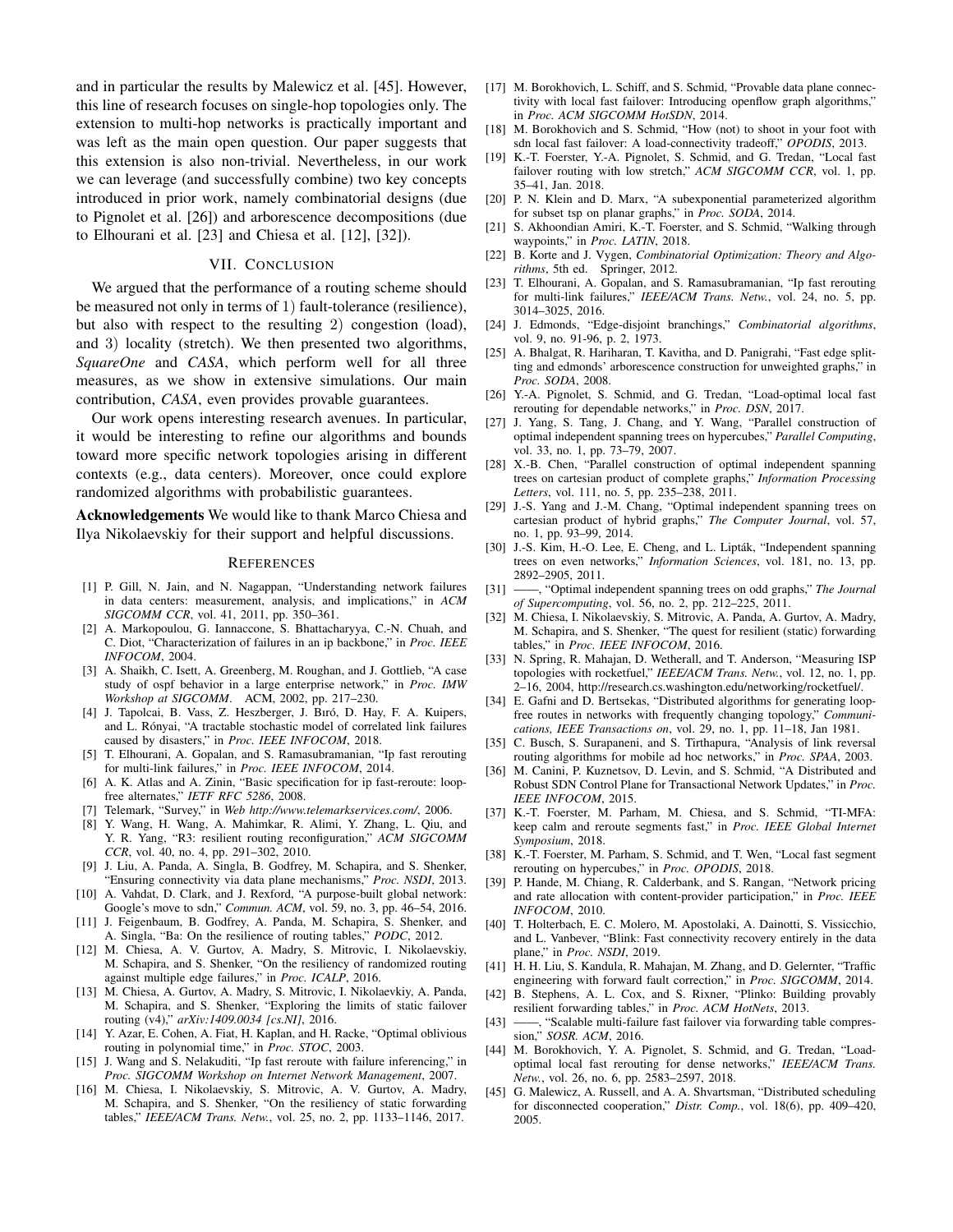and in particular the results by Malewicz et al. [45]. However, this line of research focuses on single-hop topologies only. The extension to multi-hop networks is practically important and was left as the main open question. Our paper suggests that this extension is also non-trivial. Nevertheless, in our work we can leverage (and successfully combine) two key concepts introduced in prior work, namely combinatorial designs (due to Pignolet et al. [26]) and arborescence decompositions (due to Elhourani et al. [23] and Chiesa et al. [12], [32]).

## VII. Conclusion

We argued that the performance of a routing scheme should be measured not only in terms of 1) fault-tolerance (resilience), but also with respect to the resulting 2) congestion (load), and 3) locality (stretch). We then presented two algorithms, *SquareOne* and *CASA*, which perform well for all three measures, as we show in extensive simulations. Our main contribution, *CASA*, even provides provable guarantees.

Our work opens interesting research avenues. In particular, it would be interesting to refine our algorithms and bounds toward more specific network topologies arising in different contexts (e.g., data centers). Moreover, once could explore randomized algorithms with probabilistic guarantees.

**Acknowledgements** We would like to thank Marco Chiesa and Ilya Nikolaevskiy for their support and helpful discussions.

## References

[1] P. Gill, N. Jain, and N. Nagappan, "Understanding network failures in data centers: measurement, analysis, and implications," in *ACM SIGCOMM CCR*, vol. 41, 2011, pp. 350–361.

[2] A. Markopoulou, G. Iannaccone, S. Bhattacharyya, C.-N. Chuah, and C. Diot, "Characterization of failures in an ip backbone," in *Proc. IEEE INFOCOM*, 2004.

[3] A. Shaikh, C. Isett, A. Greenberg, M. Roughan, and J. Gottlieb, "A case study of ospf behavior in a large enterprise network," in *Proc. IMW Workshop at SIGCOMM*. ACM, 2002, pp. 217–230.

[4] J. Tapolcai, B. Vass, Z. Heszberger, J. Bıró, D. Hay, F. A. Kuipers, and L. Rónyai, "A tractable stochastic model of correlated link failures caused by disasters," in *Proc. IEEE INFOCOM*, 2018.

[5] T. Elhourani, A. Gopalan, and S. Ramasubramanian, "Ip fast rerouting for multi-link failures," in *Proc. IEEE INFOCOM*, 2014.

[6] A. K. Atlas and A. Zinin, "Basic specification for ip fast-reroute: loop-free alternates," *IETF RFC 5286*, 2008.

[7] Telemark, "Survey," in *Web http://www.telemarkservices.com/*, 2006.

[8] Y. Wang, H. Wang, A. Mahimkar, R. Alimi, Y. Zhang, L. Qiu, and Y. R. Yang, "R3: resilient routing reconfiguration," *ACM SIGCOMM CCR*, vol. 40, no. 4, pp. 291–302, 2010.

[9] J. Liu, A. Panda, A. Singla, B. Godfrey, M. Schapira, and S. Shenker, "Ensuring connectivity via data plane mechanisms," *Proc. NSDI*, 2013.

[10] A. Vahdat, D. Clark, and J. Rexford, "A purpose-built global network: Google's move to sdn," *Commun. ACM*, vol. 59, no. 3, pp. 46–54, 2016.

[11] J. Feigenbaum, B. Godfrey, A. Panda, M. Schapira, S. Shenker, and A. Singla, "Ba: On the resilience of routing tables," *PODC*, 2012.

[12] M. Chiesa, A. V. Gurtov, A. Madry, S. Mitrovic, I. Nikolaevskiy, M. Schapira, and S. Shenker, "On the resiliency of randomized routing against multiple edge failures," in *Proc. ICALP*, 2016.

[13] M. Chiesa, A. Gurtov, A. Madry, S. Mitrovic, I. Nikolaevkiy, A. Panda, M. Schapira, and S. Shenker, "Exploring the limits of static failover routing (v4)," *arXiv:1409.0034 [cs.NI]*, 2016.

[14] Y. Azar, E. Cohen, A. Fiat, H. Kaplan, and H. Racke, "Optimal oblivious routing in polynomial time," in *Proc. STOC*, 2003.

[15] J. Wang and S. Nelakuditi, "Ip fast reroute with failure inferencing," in *Proc. SIGCOMM Workshop on Internet Network Management*, 2007.

[16] M. Chiesa, I. Nikolaevskiy, S. Mitrovic, A. V. Gurtov, A. Madry, M. Schapira, and S. Shenker, "On the resiliency of static forwarding tables," *IEEE/ACM Trans. Netw.*, vol. 25, no. 2, pp. 1133–1146, 2017.

[17] M. Borokhovich, L. Schiff, and S. Schmid, "Provable data plane connectivity with local fast failover: Introducing openflow graph algorithms," in *Proc. ACM SIGCOMM HotSDN*, 2014.

[18] M. Borokhovich and S. Schmid, "How (not) to shoot in your foot with sdn local fast failover: A load-connectivity tradeoff," *OPODIS*, 2013.

[19] K.-T. Foerster, Y.-A. Pignolet, S. Schmid, and G. Tredan, "Local fast failover routing with low stretch," *ACM SIGCOMM CCR*, vol. 1, pp. 35–41, Jan. 2018.

[20] P. N. Klein and D. Marx, "A subexponential parameterized algorithm for subset tsp on planar graphs," in *Proc. SODA*, 2014.

[21] S. Akhoondian Amiri, K.-T. Foerster, and S. Schmid, "Walking through waypoints," in *Proc. LATIN*, 2018.

[22] B. Korte and J. Vygen, *Combinatorial Optimization: Theory and Algorithms*, 5th ed. Springer, 2012.

[23] T. Elhourani, A. Gopalan, and S. Ramasubramanian, "Ip fast rerouting for multi-link failures," *IEEE/ACM Trans. Netw.*, vol. 24, no. 5, pp. 3014–3025, 2016.

[24] J. Edmonds, "Edge-disjoint branchings," *Combinatorial algorithms*, vol. 9, no. 91-96, p. 2, 1973.

[25] A. Bhalgat, R. Hariharan, T. Kavitha, and D. Panigrahi, "Fast edge splitting and edmonds' arborescence construction for unweighted graphs," in *Proc. SODA*, 2008.

[26] Y.-A. Pignolet, S. Schmid, and G. Tredan, "Load-optimal local fast rerouting for dependable networks," in *Proc. DSN*, 2017.

[27] J. Yang, S. Tang, J. Chang, and Y. Wang, "Parallel construction of optimal independent spanning trees on hypercubes," *Parallel Computing*, vol. 33, no. 1, pp. 73–79, 2007.

[28] X.-B. Chen, "Parallel construction of optimal independent spanning trees on cartesian product of complete graphs," *Information Processing Letters*, vol. 111, no. 5, pp. 235–238, 2011.

[29] J.-S. Yang and J.-M. Chang, "Optimal independent spanning trees on cartesian product of hybrid graphs," *The Computer Journal*, vol. 57, no. 1, pp. 93–99, 2014.

[30] J.-S. Kim, H.-O. Lee, E. Cheng, and L. Lipták, "Independent spanning trees on even networks," *Information Sciences*, vol. 181, no. 13, pp. 2892–2905, 2011.

[31] ——, "Optimal independent spanning trees on odd graphs," *The Journal of Supercomputing*, vol. 56, no. 2, pp. 212–225, 2011.

[32] M. Chiesa, I. Nikolaevskiy, S. Mitrovic, A. Panda, A. Gurtov, A. Madry, M. Schapira, and S. Shenker, "The quest for resilient (static) forwarding tables," in *Proc. IEEE INFOCOM*, 2016.

[33] N. Spring, R. Mahajan, D. Wetherall, and T. Anderson, "Measuring ISP topologies with rocketfuel," *IEEE/ACM Trans. Netw.*, vol. 12, no. 1, pp. 2–16, 2004, http://research.cs.washington.edu/networking/rocketfuel/.

[34] E. Gafni and D. Bertsekas, "Distributed algorithms for generating loop-free routes in networks with frequently changing topology," *Communications, IEEE Transactions on*, vol. 29, no. 1, pp. 11–18, Jan 1981.

[35] C. Busch, S. Surapaneni, and S. Tirthapura, "Analysis of link reversal routing algorithms for mobile ad hoc networks," in *Proc. SPAA*, 2003.

[36] M. Canini, P. Kuznetsov, D. Levin, and S. Schmid, "A Distributed and Robust SDN Control Plane for Transactional Network Updates," in *Proc. IEEE INFOCOM*, 2015.

[37] K.-T. Foerster, M. Parham, M. Chiesa, and S. Schmid, "TI-MFA: keep calm and reroute segments fast," in *Proc. IEEE Global Internet Symposium*, 2018.

[38] K.-T. Foerster, M. Parham, S. Schmid, and T. Wen, "Local fast segment rerouting on hypercubes," in *Proc. OPODIS*, 2018.

[39] P. Hande, M. Chiang, R. Calderbank, and S. Rangan, "Network pricing and rate allocation with content-provider participation," in *Proc. IEEE INFOCOM*, 2010.

[40] T. Holterbach, E. C. Molero, M. Apostolaki, A. Dainotti, S. Vissicchio, and L. Vanbever, "Blink: Fast connectivity recovery entirely in the data plane," in *Proc. NSDI*, 2019.

[41] H. H. Liu, S. Kandula, R. Mahajan, M. Zhang, and D. Gelernter, "Traffic engineering with forward fault correction," in *Proc. SIGCOMM*, 2014.

[42] B. Stephens, A. L. Cox, and S. Rixner, "Plinko: Building provably resilient forwarding tables," in *Proc. ACM HotNets*, 2013.

[43] ——, "Scalable multi-failure fast failover via forwarding table compression," *SOSR. ACM*, 2016.

[44] M. Borokhovich, Y. A. Pignolet, S. Schmid, and G. Tredan, "Load-optimal local fast rerouting for dense networks," *IEEE/ACM Trans. Netw.*, vol. 26, no. 6, pp. 2583–2597, 2018.

[45] G. Malewicz, A. Russell, and A. A. Shvartsman, "Distributed scheduling for disconnected cooperation," *Distr. Comp.*, vol. 18(6), pp. 409–420, 2005.